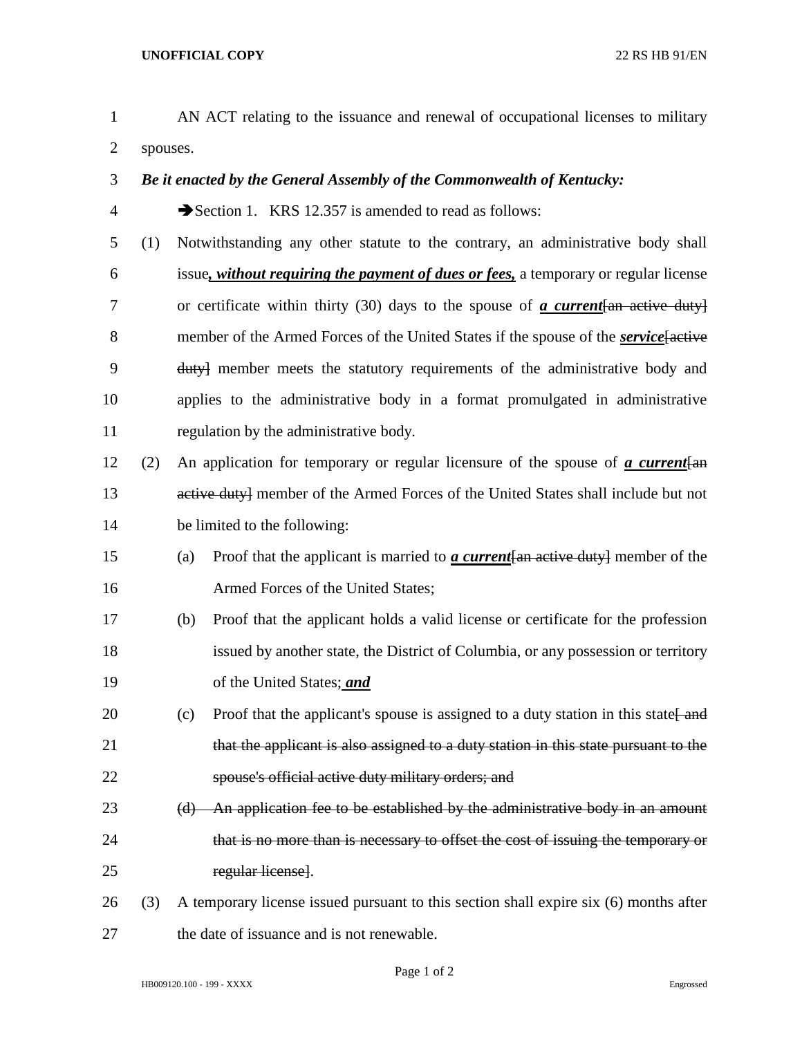AN ACT relating to the issuance and renewal of occupational licenses to military spouses.

***Be it enacted by the General Assembly of the Commonwealth of Kentucky:***

➔Section 1. KRS 12.357 is amended to read as follows:

(1) Notwithstanding any other statute to the contrary, an administrative body shall issue***, without requiring the payment of dues or fees,*** a temporary or regular license or certificate within thirty (30) days to the spouse of ***a current***~~[an active duty]~~ member of the Armed Forces of the United States if the spouse of the ***service***~~[active duty]~~ member meets the statutory requirements of the administrative body and applies to the administrative body in a format promulgated in administrative regulation by the administrative body.

(2) An application for temporary or regular licensure of the spouse of ***a current***~~[an active duty]~~ member of the Armed Forces of the United States shall include but not be limited to the following:

(a) Proof that the applicant is married to ***a current***~~[an active duty]~~ member of the Armed Forces of the United States;

(b) Proof that the applicant holds a valid license or certificate for the profession issued by another state, the District of Columbia, or any possession or territory of the United States; ***and***

(c) Proof that the applicant's spouse is assigned to a duty station in this state~~[ and that the applicant is also assigned to a duty station in this state pursuant to the spouse's official active duty military orders; and~~

~~(d) An application fee to be established by the administrative body in an amount that is no more than is necessary to offset the cost of issuing the temporary or regular license]~~.

(3) A temporary license issued pursuant to this section shall expire six (6) months after the date of issuance and is not renewable.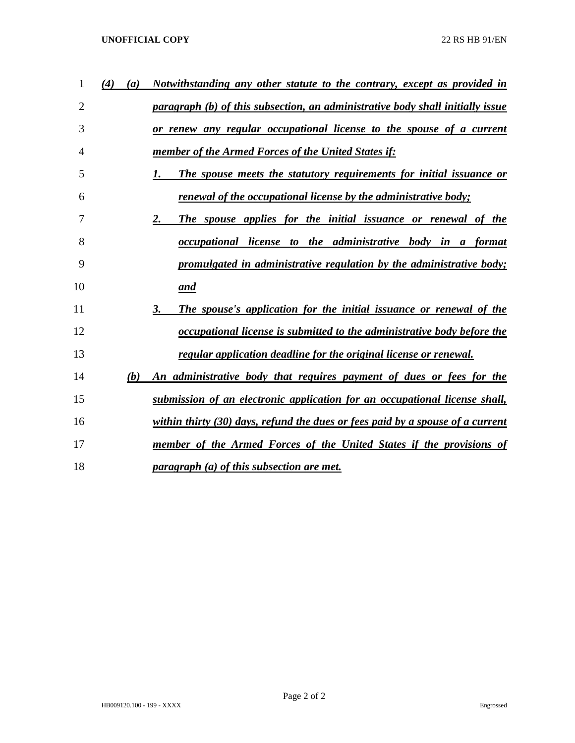***(4) (a) Notwithstanding any other statute to the contrary, except as provided in paragraph (b) of this subsection, an administrative body shall initially issue or renew any regular occupational license to the spouse of a current member of the Armed Forces of the United States if:***

***1. The spouse meets the statutory requirements for initial issuance or renewal of the occupational license by the administrative body;***

***2. The spouse applies for the initial issuance or renewal of the occupational license to the administrative body in a format promulgated in administrative regulation by the administrative body; and***

***3. The spouse's application for the initial issuance or renewal of the occupational license is submitted to the administrative body before the regular application deadline for the original license or renewal.***

***(b) An administrative body that requires payment of dues or fees for the submission of an electronic application for an occupational license shall, within thirty (30) days, refund the dues or fees paid by a spouse of a current member of the Armed Forces of the United States if the provisions of paragraph (a) of this subsection are met.***